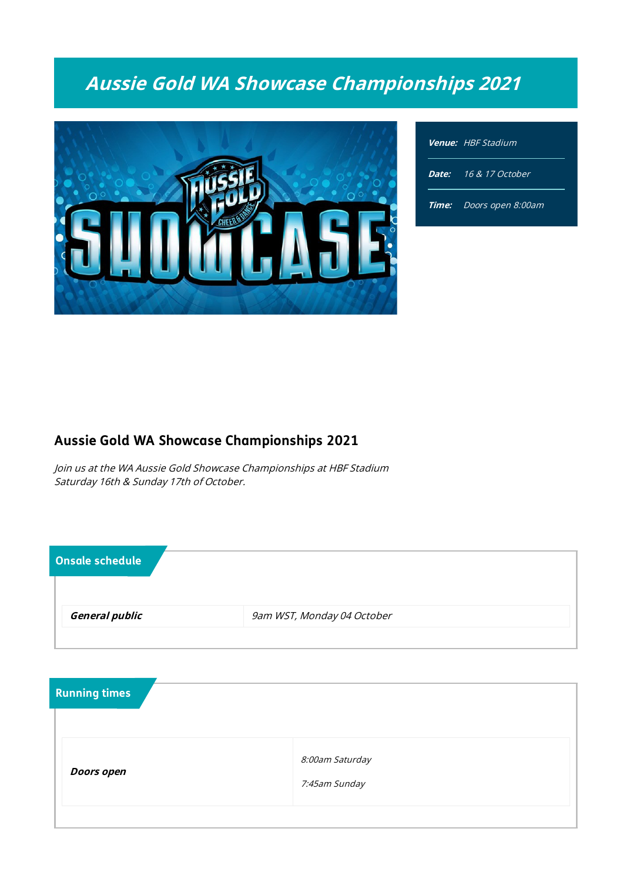# *Aussie Gold WA Showcase Championships 2021*

| | |
|---|---|
| ***Venue:*** | *HBF Stadium* |
| ***Date:*** | *16 & 17 October* |
| ***Time:*** | *Doors open 8:00am* |

## Aussie Gold WA Showcase Championships 2021

*Join us at the WA Aussie Gold Showcase Championships at HBF Stadium Saturday 16th & Sunday 17th of October.*

### Onsale schedule

| | |
|---|---|
| ***General public*** | *9am WST, Monday 04 October* |

### Running times

| | |
|---|---|
| ***Doors open*** | *8:00am Saturday*<br>*7:45am Sunday* |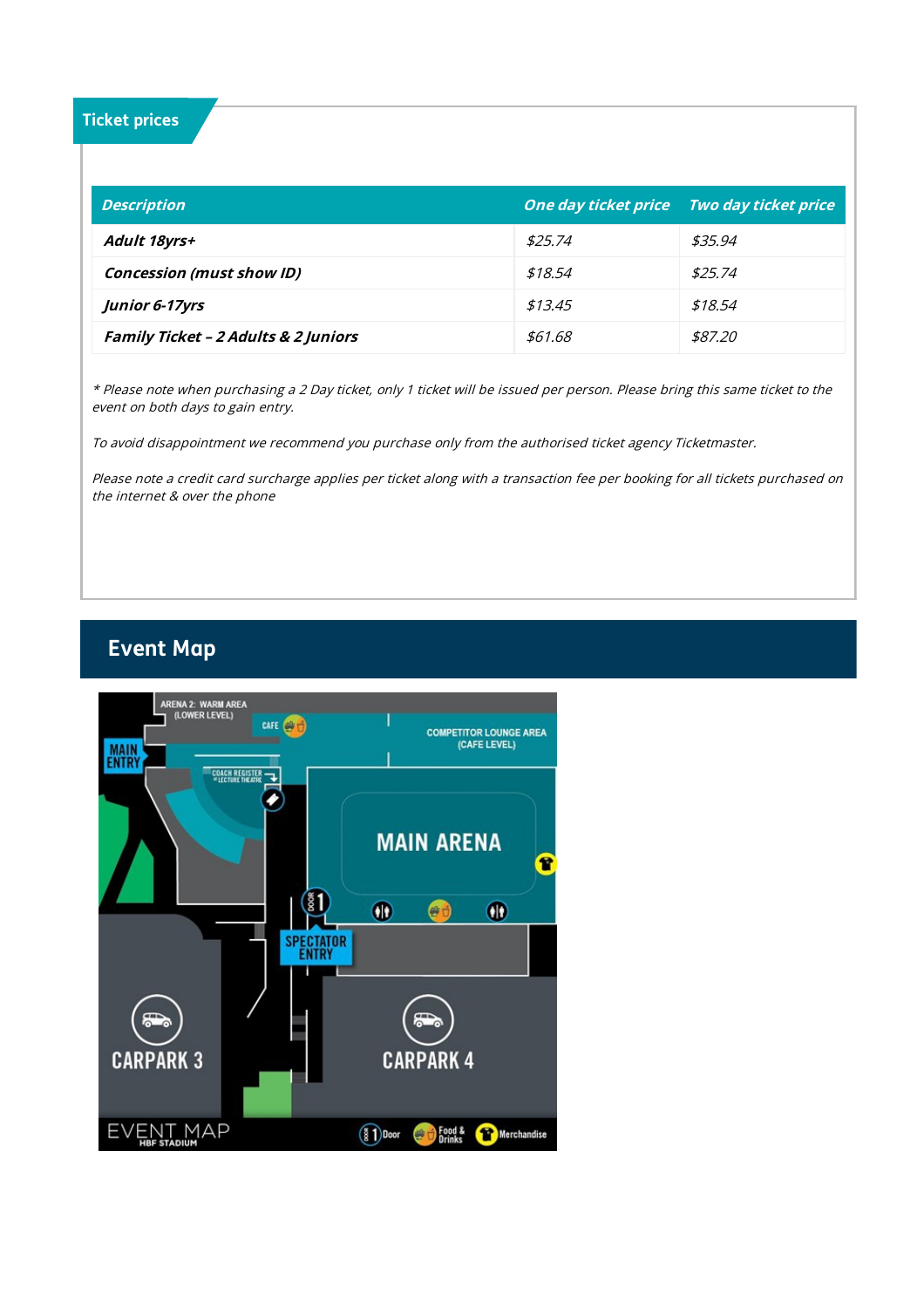## Ticket prices

| *Description* | *One day ticket price* | *Two day ticket price* |
|---|---|---|
| ***Adult 18yrs+*** | *$25.74* | *$35.94* |
| ***Concession (must show ID)*** | *$18.54* | *$25.74* |
| ***Junior 6-17yrs*** | *$13.45* | *$18.54* |
| ***Family Ticket – 2 Adults & 2 Juniors*** | *$61.68* | *$87.20* |

*\* Please note when purchasing a 2 Day ticket, only 1 ticket will be issued per person. Please bring this same ticket to the event on both days to gain entry.*

*To avoid disappointment we recommend you purchase only from the authorised ticket agency Ticketmaster.*

*Please note a credit card surcharge applies per ticket along with a transaction fee per booking for all tickets purchased on the internet & over the phone*

## Event Map

ARENA 2: WARM AREA (LOWER LEVEL)

CAFE

COMPETITOR LOUNGE AREA (CAFE LEVEL)

MAIN ENTRY

COACH REGISTER AT LECTURE THEATRE

MAIN ARENA

DOOR 1

SPECTATOR ENTRY

CARPARK 3

CARPARK 4

EVENT MAP HBF STADIUM

1 Door | Food & Drinks | Merchandise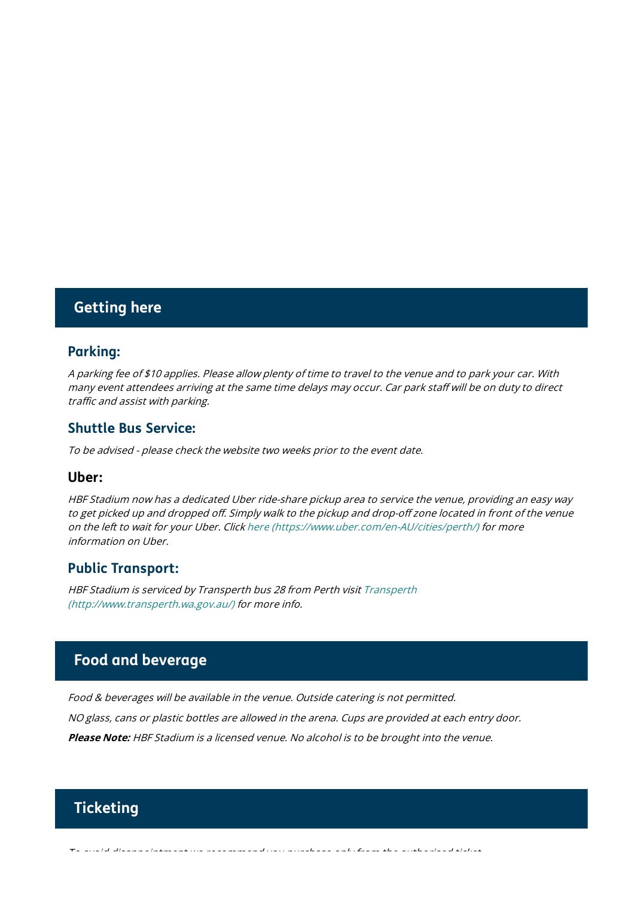## Getting here

### Parking:

*A parking fee of $10 applies. Please allow plenty of time to travel to the venue and to park your car. With many event attendees arriving at the same time delays may occur. Car park staff will be on duty to direct traffic and assist with parking.*

### Shuttle Bus Service:

*To be advised - please check the website two weeks prior to the event date.*

### Uber:

*HBF Stadium now has a dedicated Uber ride-share pickup area to service the venue, providing an easy way to get picked up and dropped off. Simply walk to the pickup and drop-off zone located in front of the venue on the left to wait for your Uber. Click here (https://www.uber.com/en-AU/cities/perth/) for more information on Uber.*

### Public Transport:

*HBF Stadium is serviced by Transperth bus 28 from Perth visit Transperth (http://www.transperth.wa.gov.au/) for more info.*

## Food and beverage

*Food & beverages will be available in the venue. Outside catering is not permitted.*

*NO glass, cans or plastic bottles are allowed in the arena. Cups are provided at each entry door.*

***Please Note:*** *HBF Stadium is a licensed venue. No alcohol is to be brought into the venue.*

## Ticketing

*To avoid disappointment we recommend you purchase only from the authorised ticket*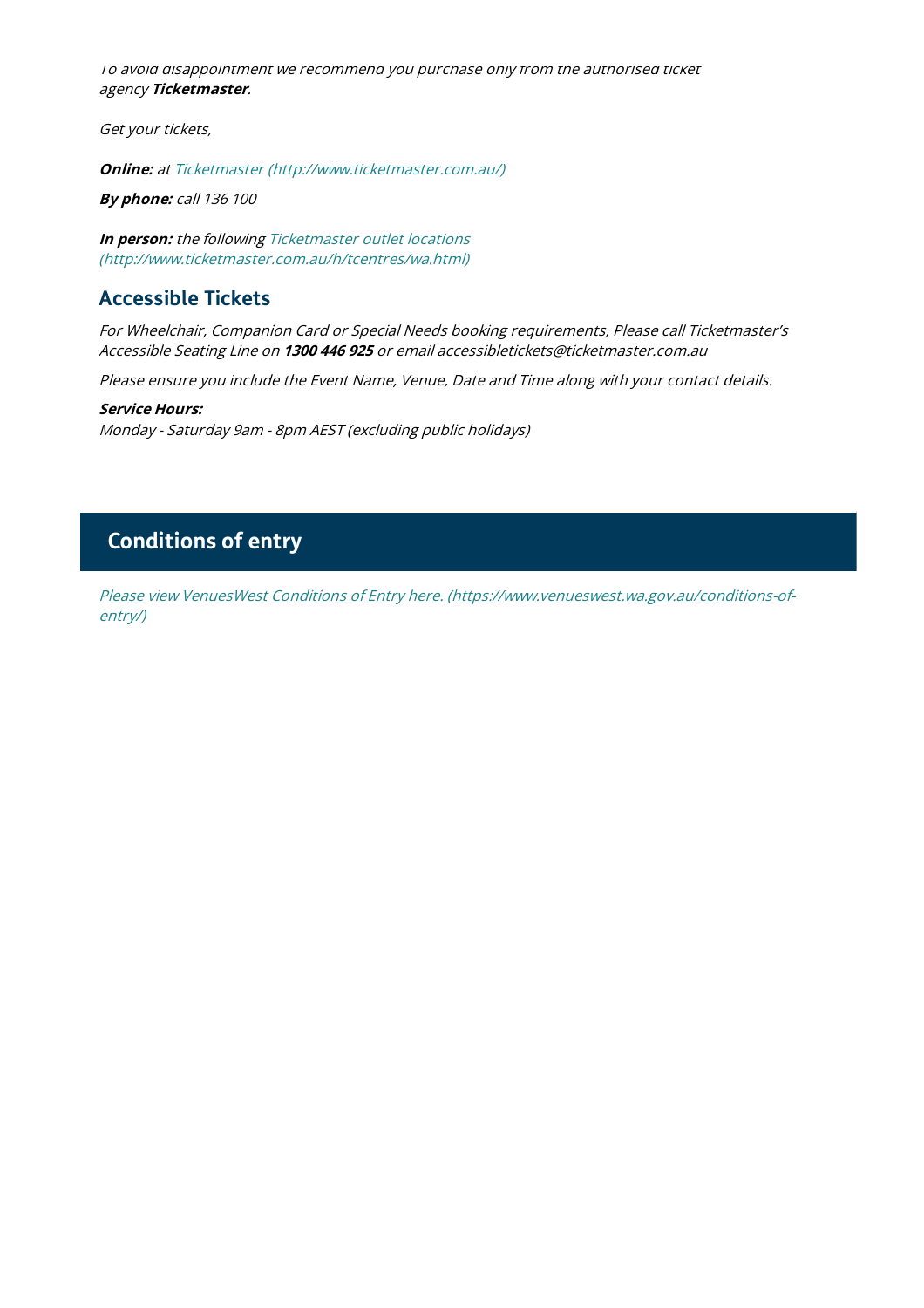*To avoid disappointment we recommend you purchase only from the authorised ticket agency **Ticketmaster**.*

*Get your tickets,*

***Online:** at Ticketmaster (http://www.ticketmaster.com.au/)*

***By phone:** call 136 100*

***In person:** the following Ticketmaster outlet locations (http://www.ticketmaster.com.au/h/tcentres/wa.html)*

## Accessible Tickets

*For Wheelchair, Companion Card or Special Needs booking requirements, Please call Ticketmaster's Accessible Seating Line on **1300 446 925** or email accessibletickets@ticketmaster.com.au*

*Please ensure you include the Event Name, Venue, Date and Time along with your contact details.*

***Service Hours:***
*Monday - Saturday 9am - 8pm AEST (excluding public holidays)*

## Conditions of entry

*Please view VenuesWest Conditions of Entry here. (https://www.venueswest.wa.gov.au/conditions-of-entry/)*